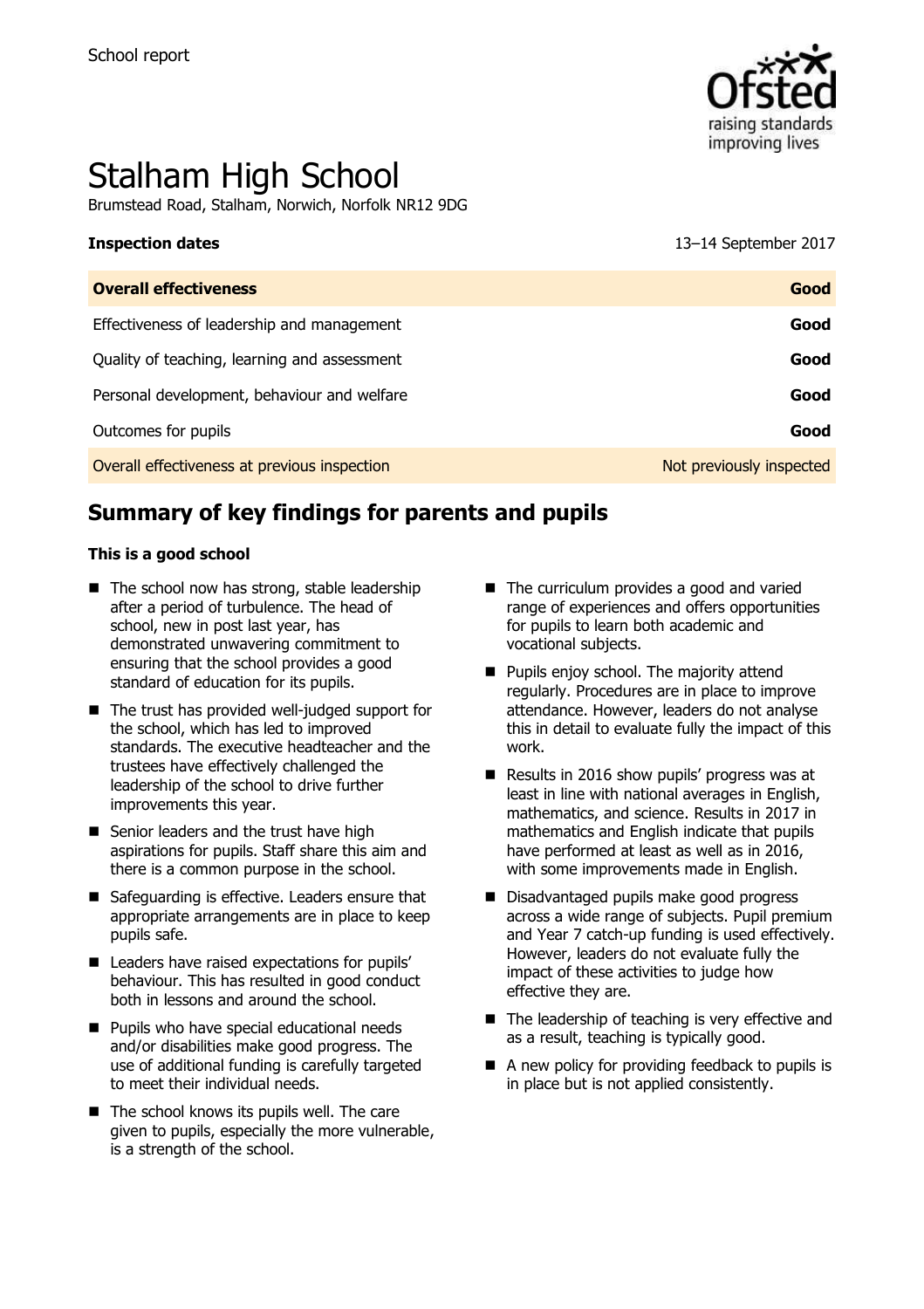School report

# Stalham High School

Brumstead Road, Stalham, Norwich, Norfolk NR12 9DG

| **Inspection dates** | 13–14 September 2017 |
|---|---|
| **Overall effectiveness** | **Good** |
| Effectiveness of leadership and management | **Good** |
| Quality of teaching, learning and assessment | **Good** |
| Personal development, behaviour and welfare | **Good** |
| Outcomes for pupils | **Good** |
| Overall effectiveness at previous inspection | Not previously inspected |

## Summary of key findings for parents and pupils

**This is a good school**

- The school now has strong, stable leadership after a period of turbulence. The head of school, new in post last year, has demonstrated unwavering commitment to ensuring that the school provides a good standard of education for its pupils.
- The trust has provided well-judged support for the school, which has led to improved standards. The executive headteacher and the trustees have effectively challenged the leadership of the school to drive further improvements this year.
- Senior leaders and the trust have high aspirations for pupils. Staff share this aim and there is a common purpose in the school.
- Safeguarding is effective. Leaders ensure that appropriate arrangements are in place to keep pupils safe.
- Leaders have raised expectations for pupils' behaviour. This has resulted in good conduct both in lessons and around the school.
- Pupils who have special educational needs and/or disabilities make good progress. The use of additional funding is carefully targeted to meet their individual needs.
- The school knows its pupils well. The care given to pupils, especially the more vulnerable, is a strength of the school.
- The curriculum provides a good and varied range of experiences and offers opportunities for pupils to learn both academic and vocational subjects.
- Pupils enjoy school. The majority attend regularly. Procedures are in place to improve attendance. However, leaders do not analyse this in detail to evaluate fully the impact of this work.
- Results in 2016 show pupils' progress was at least in line with national averages in English, mathematics, and science. Results in 2017 in mathematics and English indicate that pupils have performed at least as well as in 2016, with some improvements made in English.
- Disadvantaged pupils make good progress across a wide range of subjects. Pupil premium and Year 7 catch-up funding is used effectively. However, leaders do not evaluate fully the impact of these activities to judge how effective they are.
- The leadership of teaching is very effective and as a result, teaching is typically good.
- A new policy for providing feedback to pupils is in place but is not applied consistently.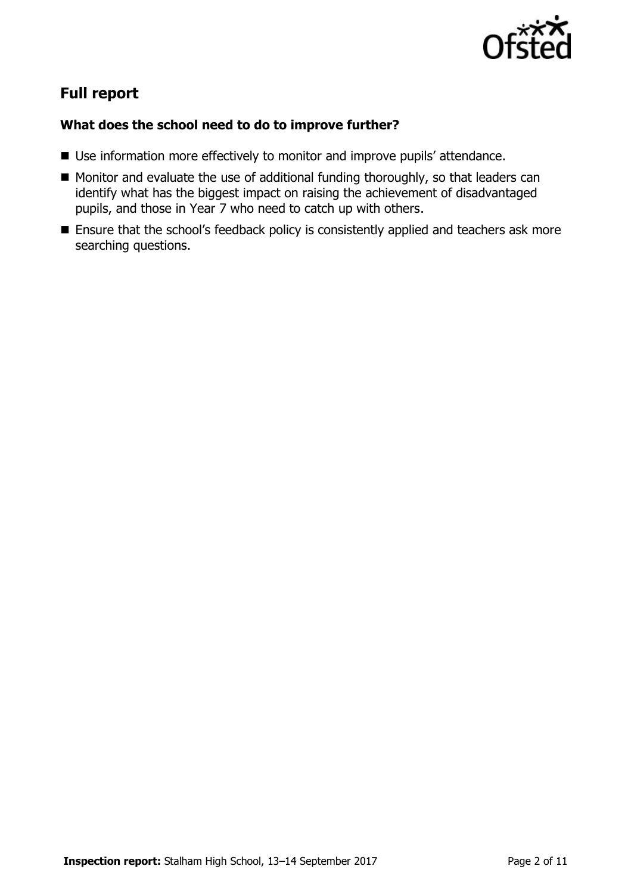## Full report

### What does the school need to do to improve further?

- Use information more effectively to monitor and improve pupils' attendance.
- Monitor and evaluate the use of additional funding thoroughly, so that leaders can identify what has the biggest impact on raising the achievement of disadvantaged pupils, and those in Year 7 who need to catch up with others.
- Ensure that the school's feedback policy is consistently applied and teachers ask more searching questions.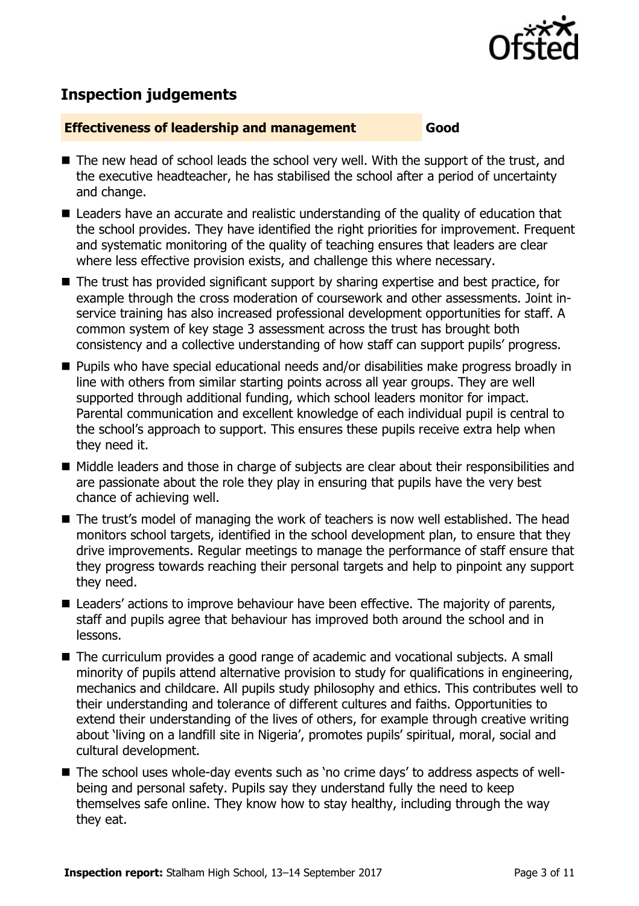## Inspection judgements

| Effectiveness of leadership and management | Good |
| --- | --- |

- The new head of school leads the school very well. With the support of the trust, and the executive headteacher, he has stabilised the school after a period of uncertainty and change.
- Leaders have an accurate and realistic understanding of the quality of education that the school provides. They have identified the right priorities for improvement. Frequent and systematic monitoring of the quality of teaching ensures that leaders are clear where less effective provision exists, and challenge this where necessary.
- The trust has provided significant support by sharing expertise and best practice, for example through the cross moderation of coursework and other assessments. Joint in-service training has also increased professional development opportunities for staff. A common system of key stage 3 assessment across the trust has brought both consistency and a collective understanding of how staff can support pupils' progress.
- Pupils who have special educational needs and/or disabilities make progress broadly in line with others from similar starting points across all year groups. They are well supported through additional funding, which school leaders monitor for impact. Parental communication and excellent knowledge of each individual pupil is central to the school's approach to support. This ensures these pupils receive extra help when they need it.
- Middle leaders and those in charge of subjects are clear about their responsibilities and are passionate about the role they play in ensuring that pupils have the very best chance of achieving well.
- The trust's model of managing the work of teachers is now well established. The head monitors school targets, identified in the school development plan, to ensure that they drive improvements. Regular meetings to manage the performance of staff ensure that they progress towards reaching their personal targets and help to pinpoint any support they need.
- Leaders' actions to improve behaviour have been effective. The majority of parents, staff and pupils agree that behaviour has improved both around the school and in lessons.
- The curriculum provides a good range of academic and vocational subjects. A small minority of pupils attend alternative provision to study for qualifications in engineering, mechanics and childcare. All pupils study philosophy and ethics. This contributes well to their understanding and tolerance of different cultures and faiths. Opportunities to extend their understanding of the lives of others, for example through creative writing about 'living on a landfill site in Nigeria', promotes pupils' spiritual, moral, social and cultural development.
- The school uses whole-day events such as 'no crime days' to address aspects of well-being and personal safety. Pupils say they understand fully the need to keep themselves safe online. They know how to stay healthy, including through the way they eat.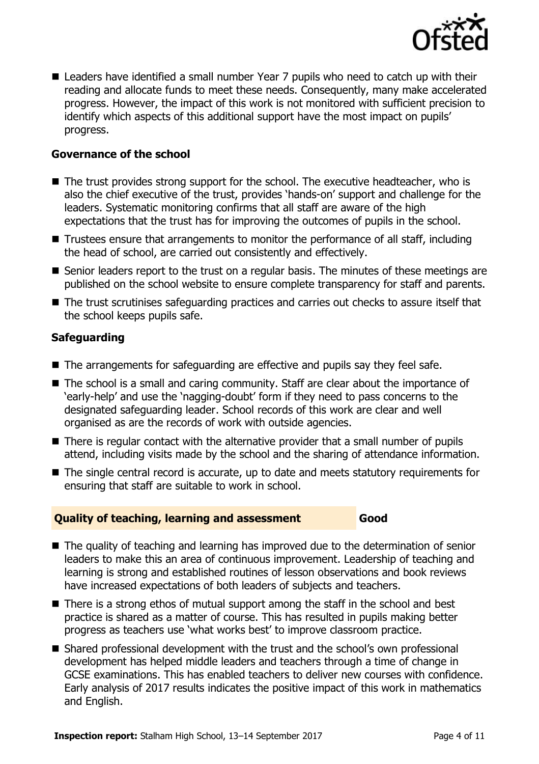- Leaders have identified a small number Year 7 pupils who need to catch up with their reading and allocate funds to meet these needs. Consequently, many make accelerated progress. However, the impact of this work is not monitored with sufficient precision to identify which aspects of this additional support have the most impact on pupils' progress.

### Governance of the school

- The trust provides strong support for the school. The executive headteacher, who is also the chief executive of the trust, provides 'hands-on' support and challenge for the leaders. Systematic monitoring confirms that all staff are aware of the high expectations that the trust has for improving the outcomes of pupils in the school.
- Trustees ensure that arrangements to monitor the performance of all staff, including the head of school, are carried out consistently and effectively.
- Senior leaders report to the trust on a regular basis. The minutes of these meetings are published on the school website to ensure complete transparency for staff and parents.
- The trust scrutinises safeguarding practices and carries out checks to assure itself that the school keeps pupils safe.

### Safeguarding

- The arrangements for safeguarding are effective and pupils say they feel safe.
- The school is a small and caring community. Staff are clear about the importance of 'early-help' and use the 'nagging-doubt' form if they need to pass concerns to the designated safeguarding leader. School records of this work are clear and well organised as are the records of work with outside agencies.
- There is regular contact with the alternative provider that a small number of pupils attend, including visits made by the school and the sharing of attendance information.
- The single central record is accurate, up to date and meets statutory requirements for ensuring that staff are suitable to work in school.

## Quality of teaching, learning and assessment — Good

- The quality of teaching and learning has improved due to the determination of senior leaders to make this an area of continuous improvement. Leadership of teaching and learning is strong and established routines of lesson observations and book reviews have increased expectations of both leaders of subjects and teachers.
- There is a strong ethos of mutual support among the staff in the school and best practice is shared as a matter of course. This has resulted in pupils making better progress as teachers use 'what works best' to improve classroom practice.
- Shared professional development with the trust and the school's own professional development has helped middle leaders and teachers through a time of change in GCSE examinations. This has enabled teachers to deliver new courses with confidence. Early analysis of 2017 results indicates the positive impact of this work in mathematics and English.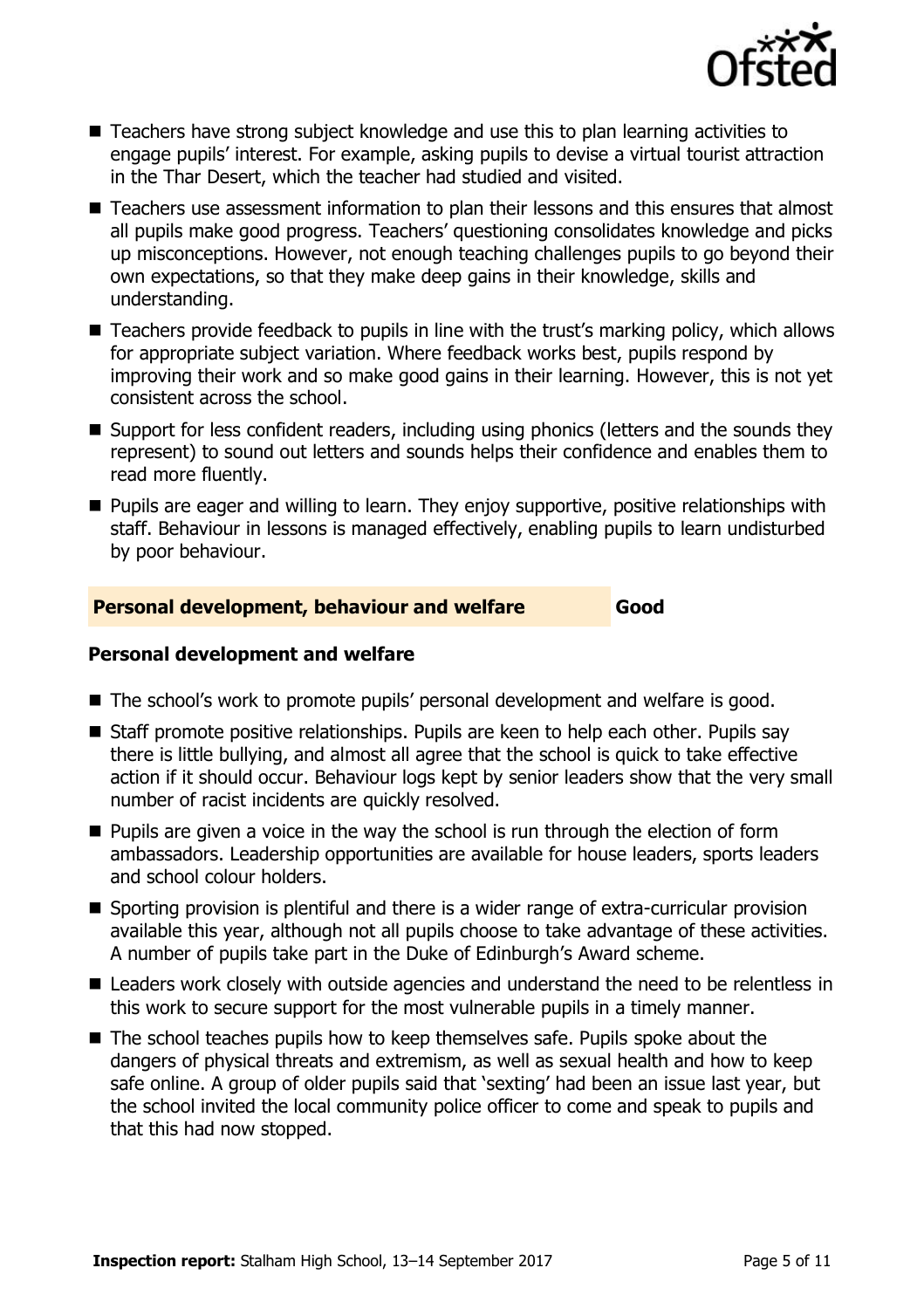- Teachers have strong subject knowledge and use this to plan learning activities to engage pupils' interest. For example, asking pupils to devise a virtual tourist attraction in the Thar Desert, which the teacher had studied and visited.
- Teachers use assessment information to plan their lessons and this ensures that almost all pupils make good progress. Teachers' questioning consolidates knowledge and picks up misconceptions. However, not enough teaching challenges pupils to go beyond their own expectations, so that they make deep gains in their knowledge, skills and understanding.
- Teachers provide feedback to pupils in line with the trust's marking policy, which allows for appropriate subject variation. Where feedback works best, pupils respond by improving their work and so make good gains in their learning. However, this is not yet consistent across the school.
- Support for less confident readers, including using phonics (letters and the sounds they represent) to sound out letters and sounds helps their confidence and enables them to read more fluently.
- Pupils are eager and willing to learn. They enjoy supportive, positive relationships with staff. Behaviour in lessons is managed effectively, enabling pupils to learn undisturbed by poor behaviour.

## Personal development, behaviour and welfare — Good

### Personal development and welfare

- The school's work to promote pupils' personal development and welfare is good.
- Staff promote positive relationships. Pupils are keen to help each other. Pupils say there is little bullying, and almost all agree that the school is quick to take effective action if it should occur. Behaviour logs kept by senior leaders show that the very small number of racist incidents are quickly resolved.
- Pupils are given a voice in the way the school is run through the election of form ambassadors. Leadership opportunities are available for house leaders, sports leaders and school colour holders.
- Sporting provision is plentiful and there is a wider range of extra-curricular provision available this year, although not all pupils choose to take advantage of these activities. A number of pupils take part in the Duke of Edinburgh's Award scheme.
- Leaders work closely with outside agencies and understand the need to be relentless in this work to secure support for the most vulnerable pupils in a timely manner.
- The school teaches pupils how to keep themselves safe. Pupils spoke about the dangers of physical threats and extremism, as well as sexual health and how to keep safe online. A group of older pupils said that 'sexting' had been an issue last year, but the school invited the local community police officer to come and speak to pupils and that this had now stopped.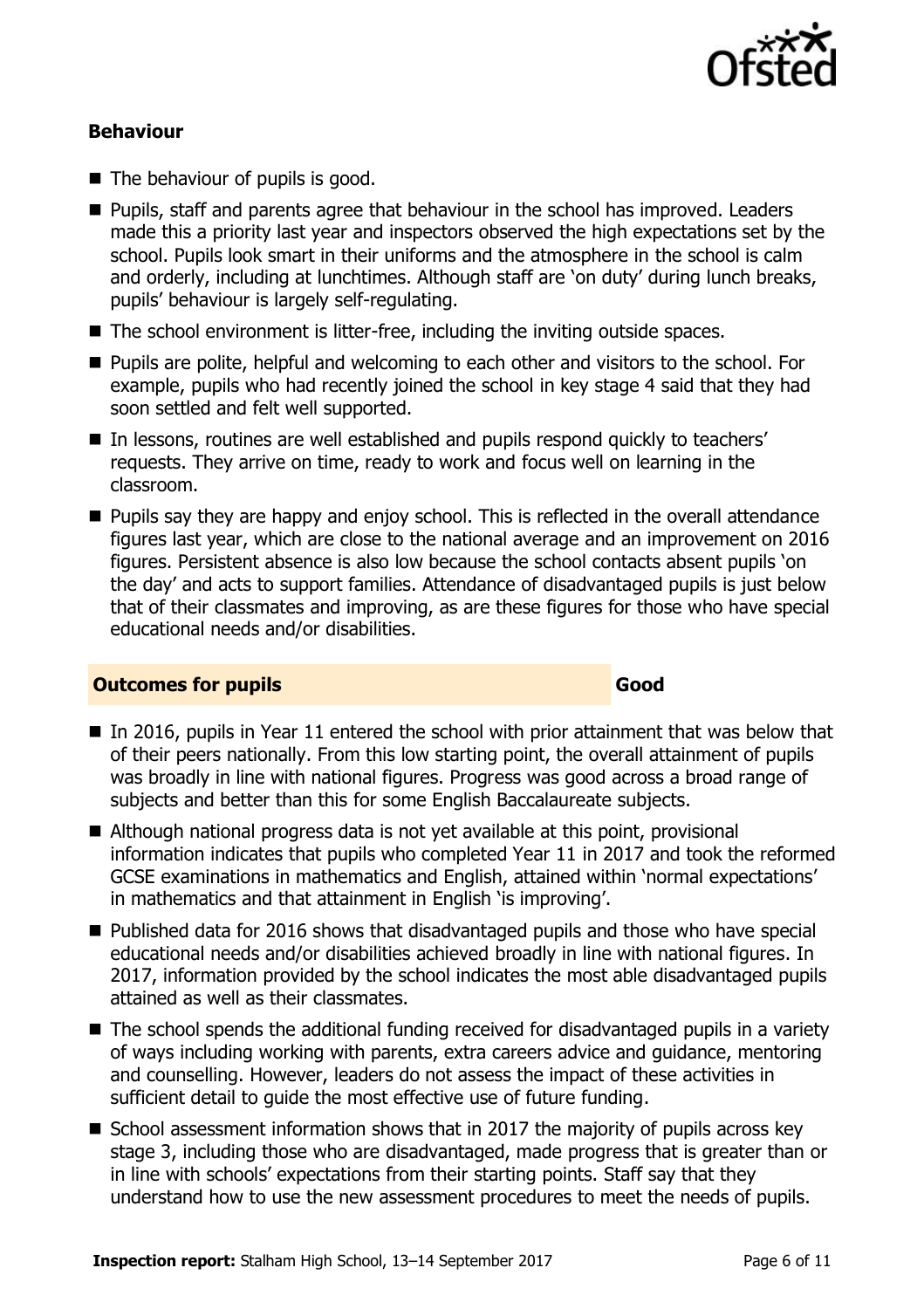### Behaviour

- The behaviour of pupils is good.
- Pupils, staff and parents agree that behaviour in the school has improved. Leaders made this a priority last year and inspectors observed the high expectations set by the school. Pupils look smart in their uniforms and the atmosphere in the school is calm and orderly, including at lunchtimes. Although staff are 'on duty' during lunch breaks, pupils' behaviour is largely self-regulating.
- The school environment is litter-free, including the inviting outside spaces.
- Pupils are polite, helpful and welcoming to each other and visitors to the school. For example, pupils who had recently joined the school in key stage 4 said that they had soon settled and felt well supported.
- In lessons, routines are well established and pupils respond quickly to teachers' requests. They arrive on time, ready to work and focus well on learning in the classroom.
- Pupils say they are happy and enjoy school. This is reflected in the overall attendance figures last year, which are close to the national average and an improvement on 2016 figures. Persistent absence is also low because the school contacts absent pupils 'on the day' and acts to support families. Attendance of disadvantaged pupils is just below that of their classmates and improving, as are these figures for those who have special educational needs and/or disabilities.

## Outcomes for pupils — Good

- In 2016, pupils in Year 11 entered the school with prior attainment that was below that of their peers nationally. From this low starting point, the overall attainment of pupils was broadly in line with national figures. Progress was good across a broad range of subjects and better than this for some English Baccalaureate subjects.
- Although national progress data is not yet available at this point, provisional information indicates that pupils who completed Year 11 in 2017 and took the reformed GCSE examinations in mathematics and English, attained within 'normal expectations' in mathematics and that attainment in English 'is improving'.
- Published data for 2016 shows that disadvantaged pupils and those who have special educational needs and/or disabilities achieved broadly in line with national figures. In 2017, information provided by the school indicates the most able disadvantaged pupils attained as well as their classmates.
- The school spends the additional funding received for disadvantaged pupils in a variety of ways including working with parents, extra careers advice and guidance, mentoring and counselling. However, leaders do not assess the impact of these activities in sufficient detail to guide the most effective use of future funding.
- School assessment information shows that in 2017 the majority of pupils across key stage 3, including those who are disadvantaged, made progress that is greater than or in line with schools' expectations from their starting points. Staff say that they understand how to use the new assessment procedures to meet the needs of pupils.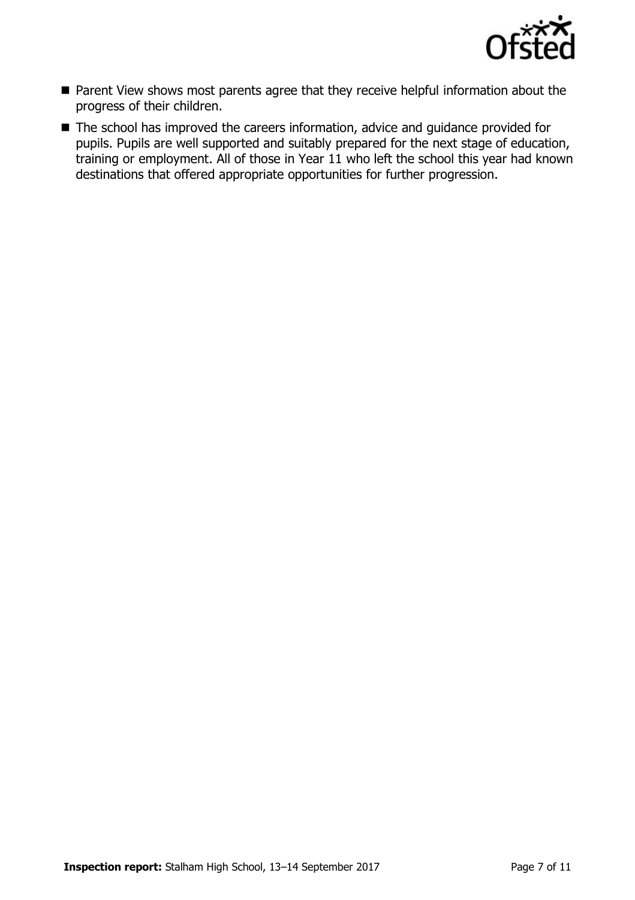- Parent View shows most parents agree that they receive helpful information about the progress of their children.
- The school has improved the careers information, advice and guidance provided for pupils. Pupils are well supported and suitably prepared for the next stage of education, training or employment. All of those in Year 11 who left the school this year had known destinations that offered appropriate opportunities for further progression.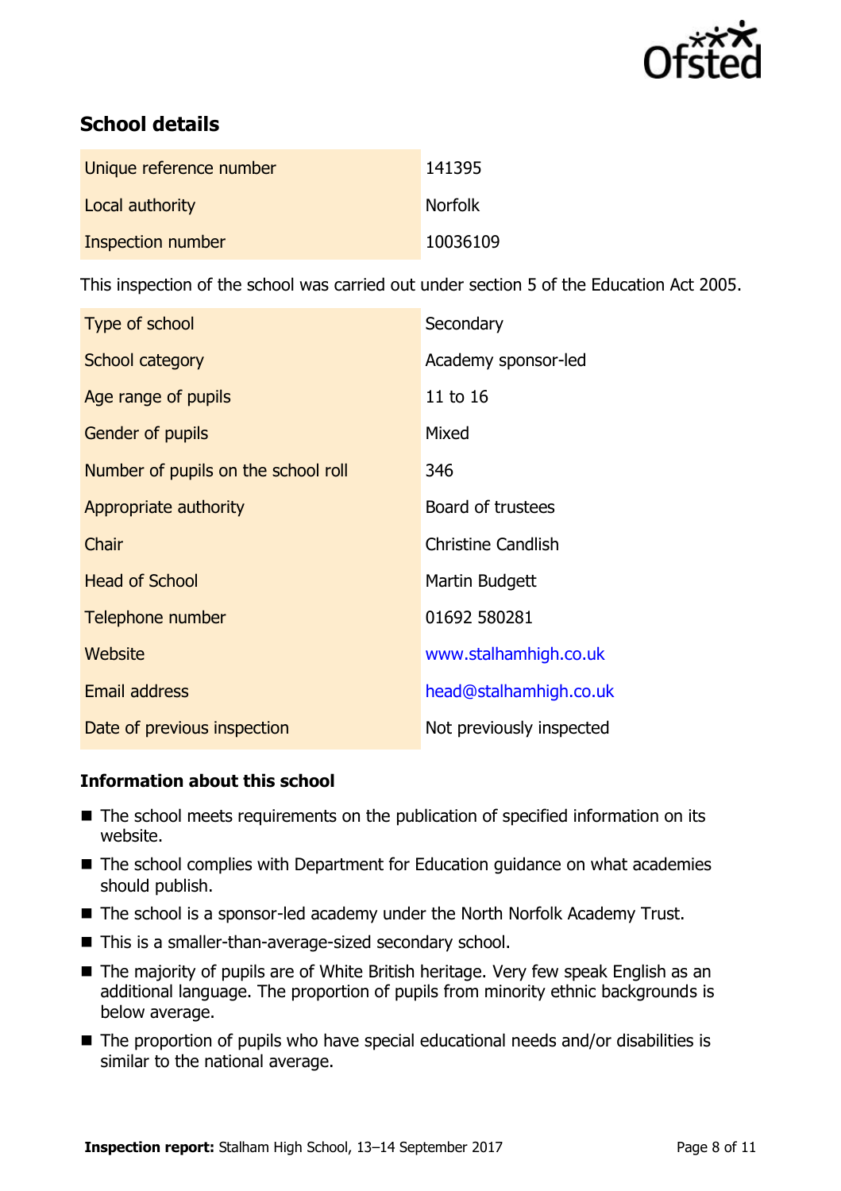## School details

| | |
|---|---|
| Unique reference number | 141395 |
| Local authority | Norfolk |
| Inspection number | 10036109 |

This inspection of the school was carried out under section 5 of the Education Act 2005.

| | |
|---|---|
| Type of school | Secondary |
| School category | Academy sponsor-led |
| Age range of pupils | 11 to 16 |
| Gender of pupils | Mixed |
| Number of pupils on the school roll | 346 |
| Appropriate authority | Board of trustees |
| Chair | Christine Candlish |
| Head of School | Martin Budgett |
| Telephone number | 01692 580281 |
| Website | www.stalhamhigh.co.uk |
| Email address | head@stalhamhigh.co.uk |
| Date of previous inspection | Not previously inspected |

### Information about this school

- The school meets requirements on the publication of specified information on its website.
- The school complies with Department for Education guidance on what academies should publish.
- The school is a sponsor-led academy under the North Norfolk Academy Trust.
- This is a smaller-than-average-sized secondary school.
- The majority of pupils are of White British heritage. Very few speak English as an additional language. The proportion of pupils from minority ethnic backgrounds is below average.
- The proportion of pupils who have special educational needs and/or disabilities is similar to the national average.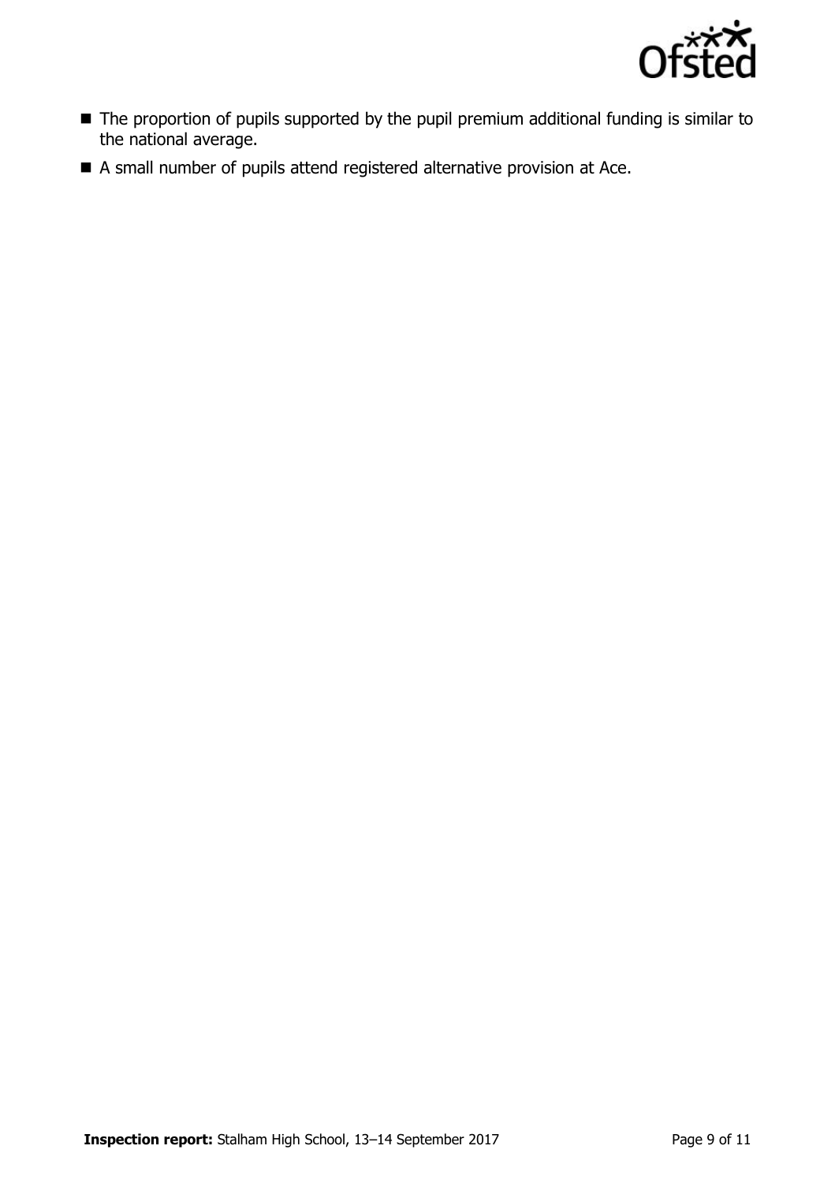- The proportion of pupils supported by the pupil premium additional funding is similar to the national average.
- A small number of pupils attend registered alternative provision at Ace.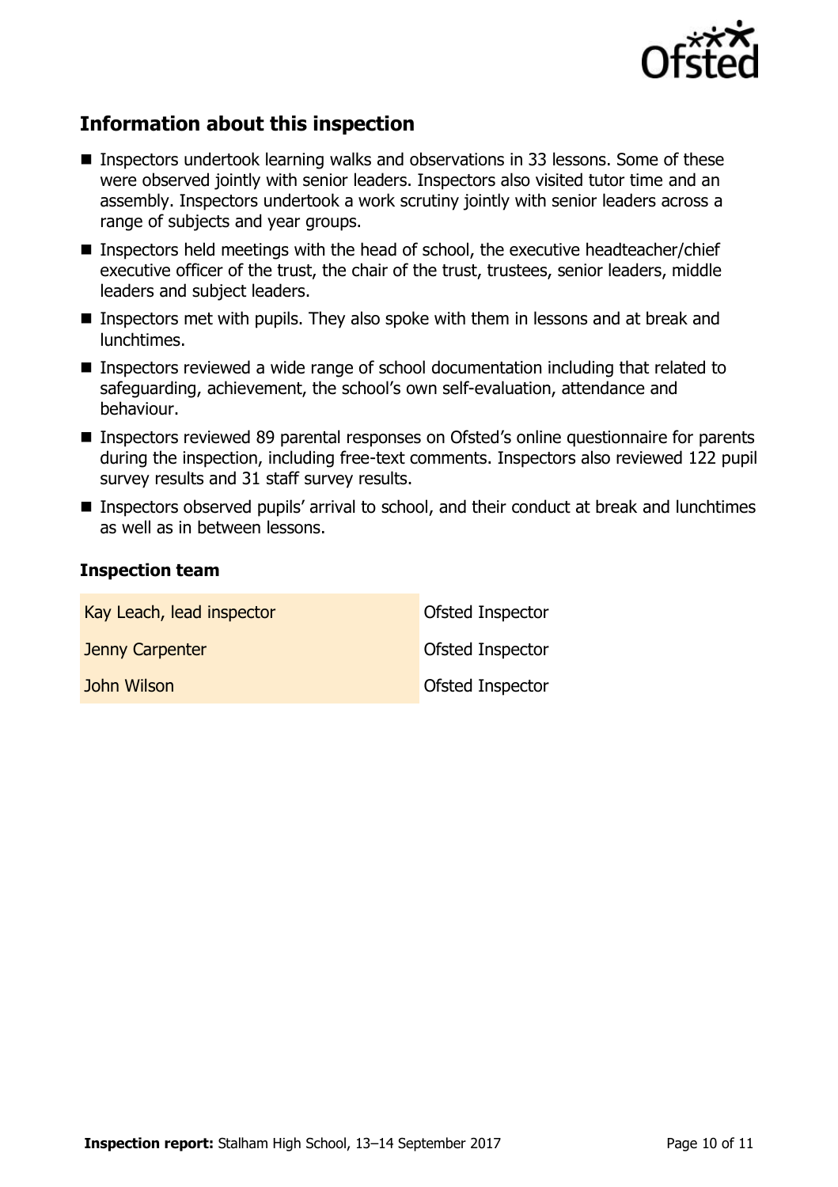## Information about this inspection

- Inspectors undertook learning walks and observations in 33 lessons. Some of these were observed jointly with senior leaders. Inspectors also visited tutor time and an assembly. Inspectors undertook a work scrutiny jointly with senior leaders across a range of subjects and year groups.
- Inspectors held meetings with the head of school, the executive headteacher/chief executive officer of the trust, the chair of the trust, trustees, senior leaders, middle leaders and subject leaders.
- Inspectors met with pupils. They also spoke with them in lessons and at break and lunchtimes.
- Inspectors reviewed a wide range of school documentation including that related to safeguarding, achievement, the school's own self-evaluation, attendance and behaviour.
- Inspectors reviewed 89 parental responses on Ofsted's online questionnaire for parents during the inspection, including free-text comments. Inspectors also reviewed 122 pupil survey results and 31 staff survey results.
- Inspectors observed pupils' arrival to school, and their conduct at break and lunchtimes as well as in between lessons.

### Inspection team

| | |
|---|---|
| Kay Leach, lead inspector | Ofsted Inspector |
| Jenny Carpenter | Ofsted Inspector |
| John Wilson | Ofsted Inspector |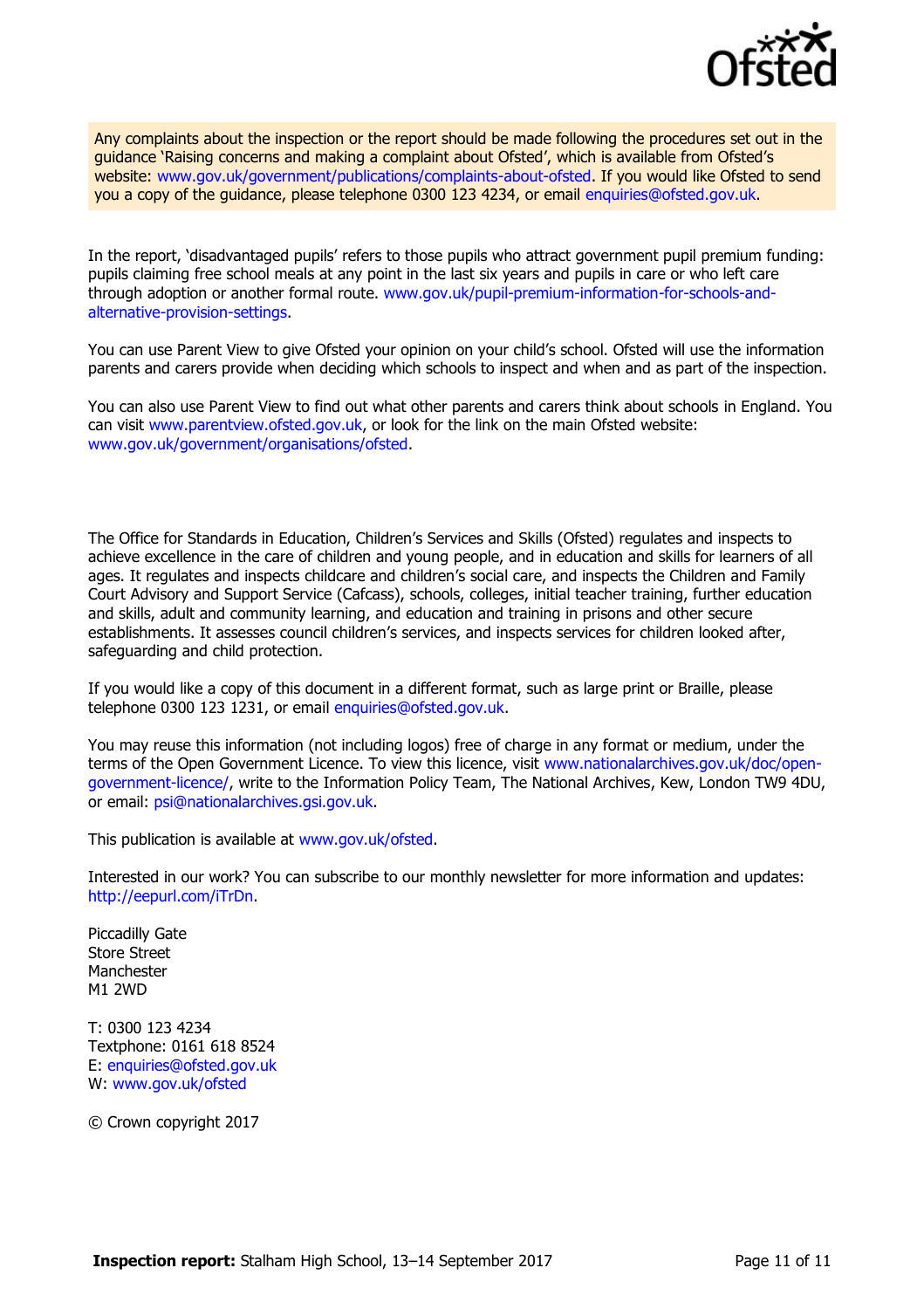Any complaints about the inspection or the report should be made following the procedures set out in the guidance 'Raising concerns and making a complaint about Ofsted', which is available from Ofsted's website: www.gov.uk/government/publications/complaints-about-ofsted. If you would like Ofsted to send you a copy of the guidance, please telephone 0300 123 4234, or email enquiries@ofsted.gov.uk.

In the report, 'disadvantaged pupils' refers to those pupils who attract government pupil premium funding: pupils claiming free school meals at any point in the last six years and pupils in care or who left care through adoption or another formal route. www.gov.uk/pupil-premium-information-for-schools-and-alternative-provision-settings.

You can use Parent View to give Ofsted your opinion on your child's school. Ofsted will use the information parents and carers provide when deciding which schools to inspect and when and as part of the inspection.

You can also use Parent View to find out what other parents and carers think about schools in England. You can visit www.parentview.ofsted.gov.uk, or look for the link on the main Ofsted website: www.gov.uk/government/organisations/ofsted.

The Office for Standards in Education, Children's Services and Skills (Ofsted) regulates and inspects to achieve excellence in the care of children and young people, and in education and skills for learners of all ages. It regulates and inspects childcare and children's social care, and inspects the Children and Family Court Advisory and Support Service (Cafcass), schools, colleges, initial teacher training, further education and skills, adult and community learning, and education and training in prisons and other secure establishments. It assesses council children's services, and inspects services for children looked after, safeguarding and child protection.

If you would like a copy of this document in a different format, such as large print or Braille, please telephone 0300 123 1231, or email enquiries@ofsted.gov.uk.

You may reuse this information (not including logos) free of charge in any format or medium, under the terms of the Open Government Licence. To view this licence, visit www.nationalarchives.gov.uk/doc/open-government-licence/, write to the Information Policy Team, The National Archives, Kew, London TW9 4DU, or email: psi@nationalarchives.gsi.gov.uk.

This publication is available at www.gov.uk/ofsted.

Interested in our work? You can subscribe to our monthly newsletter for more information and updates: http://eepurl.com/iTrDn.

Piccadilly Gate
Store Street
Manchester
M1 2WD

T: 0300 123 4234
Textphone: 0161 618 8524
E: enquiries@ofsted.gov.uk
W: www.gov.uk/ofsted

© Crown copyright 2017